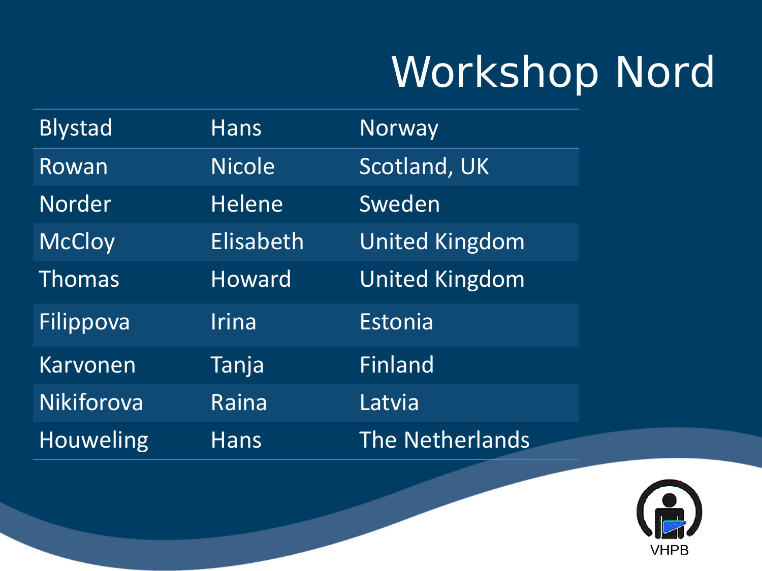# Workshop Nord

| | | |
|---|---|---|
| Blystad | Hans | Norway |
| Rowan | Nicole | Scotland, UK |
| Norder | Helene | Sweden |
| McCloy | Elisabeth | United Kingdom |
| Thomas | Howard | United Kingdom |
| Filippova | Irina | Estonia |
| Karvonen | Tanja | Finland |
| Nikiforova | Raina | Latvia |
| Houweling | Hans | The Netherlands |

VHPB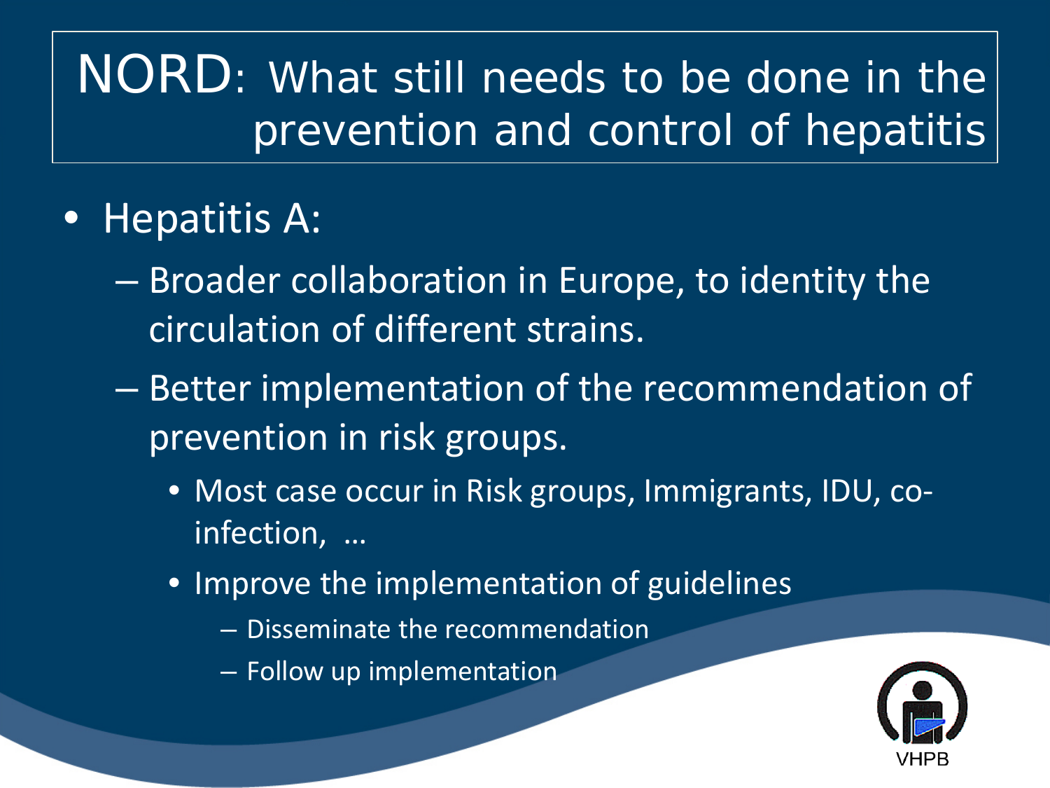# NORD: What still needs to be done in the prevention and control of hepatitis

- Hepatitis A:
  - Broader collaboration in Europe, to identity the circulation of different strains.
  - Better implementation of the recommendation of prevention in risk groups.
    - Most case occur in Risk groups, Immigrants, IDU, co-infection, …
    - Improve the implementation of guidelines
      - Disseminate the recommendation
      - Follow up implementation

VHPB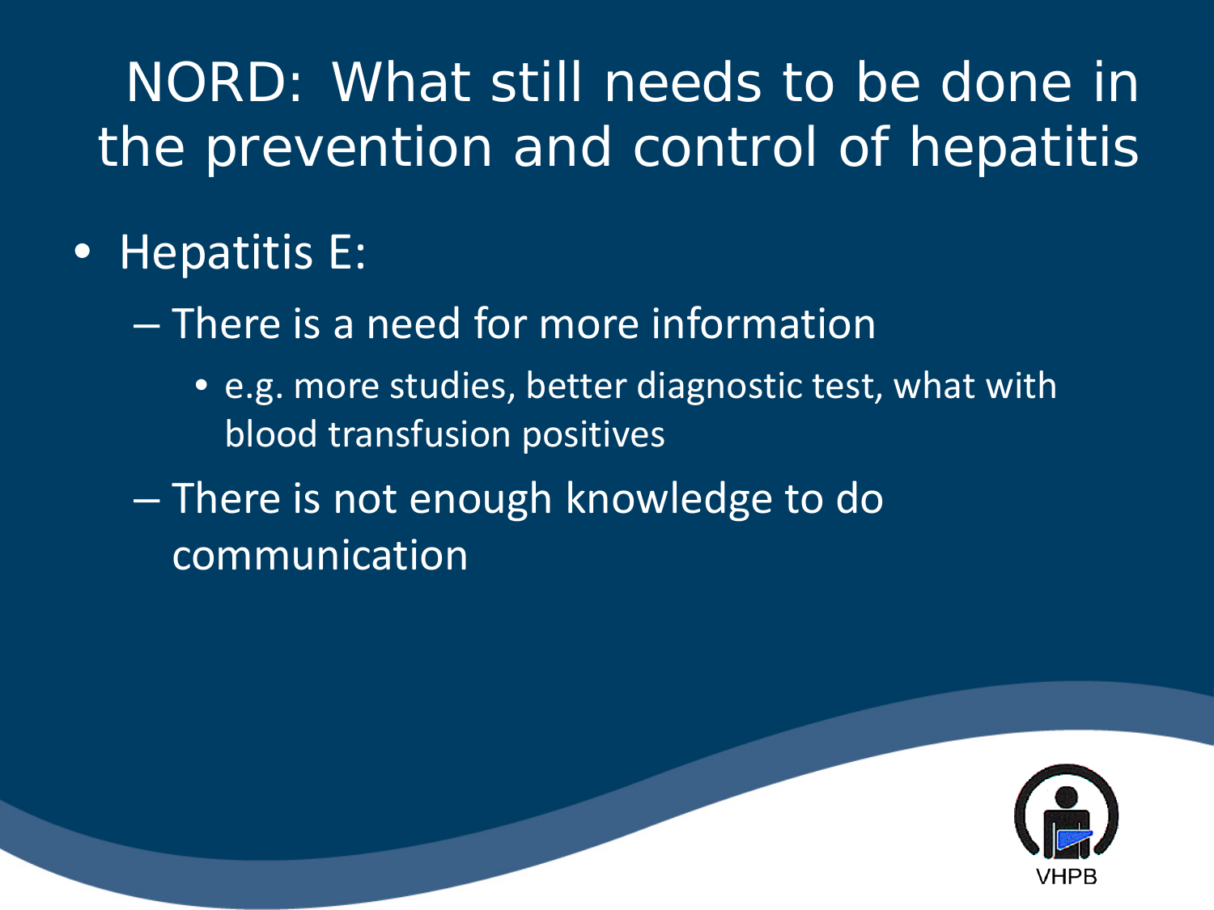# NORD: What still needs to be done in the prevention and control of hepatitis

- Hepatitis E:
  - There is a need for more information
    - e.g. more studies, better diagnostic test, what with blood transfusion positives
  - There is not enough knowledge to do communication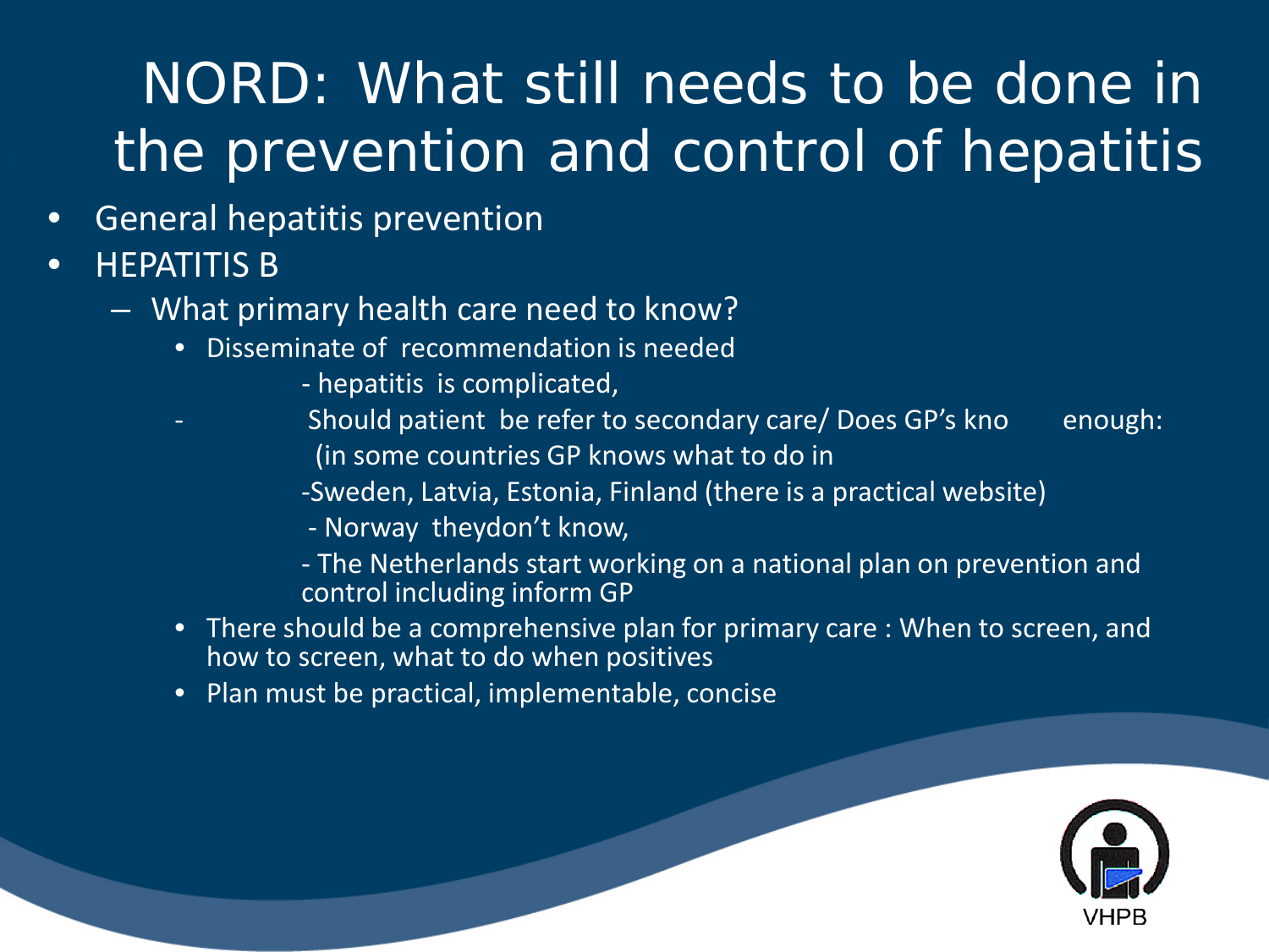# NORD: What still needs to be done in the prevention and control of hepatitis

- General hepatitis prevention
- HEPATITIS B
  - What primary health care need to know?
    - Disseminate of recommendation is needed
      - hepatitis is complicated,
      - Should patient be refer to secondary care/ Does GP's kno enough: (in some countries GP knows what to do in
      - Sweden, Latvia, Estonia, Finland (there is a practical website)
      - Norway theydon't know,
      - The Netherlands start working on a national plan on prevention and control including inform GP
    - There should be a comprehensive plan for primary care : When to screen, and how to screen, what to do when positives
    - Plan must be practical, implementable, concise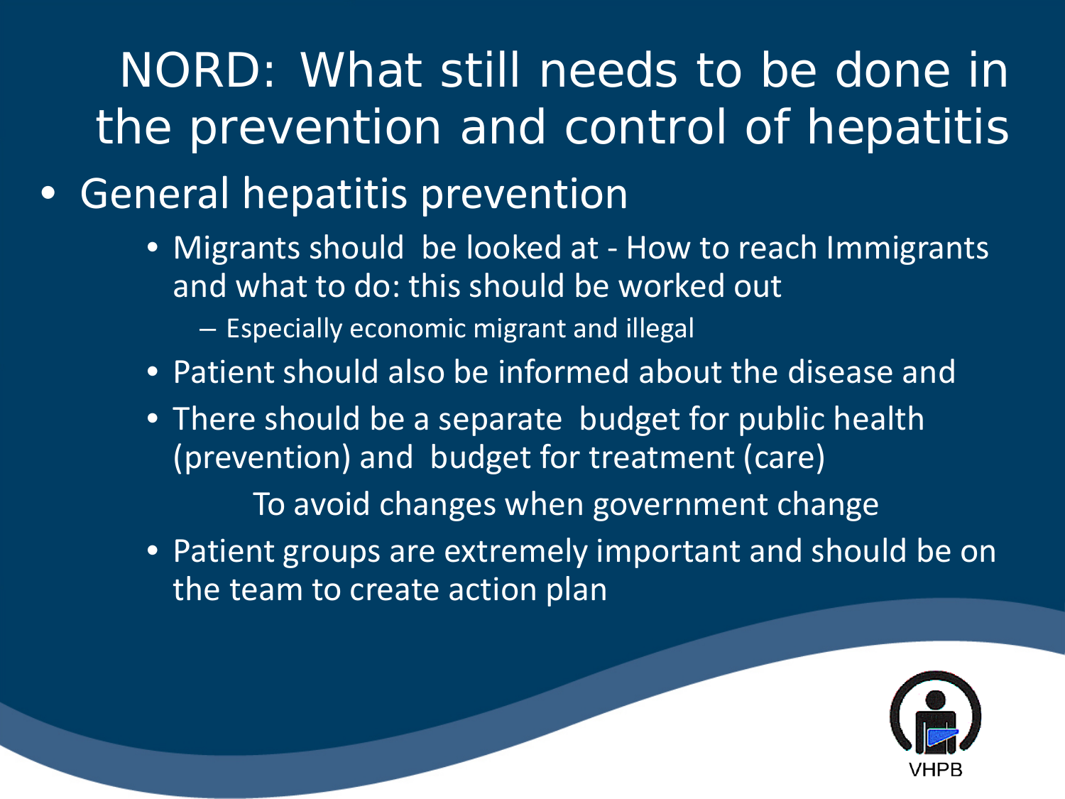# NORD: What still needs to be done in the prevention and control of hepatitis

- General hepatitis prevention
  - Migrants should be looked at - How to reach Immigrants and what to do: this should be worked out
    - Especially economic migrant and illegal
  - Patient should also be informed about the disease and
  - There should be a separate budget for public health (prevention) and budget for treatment (care)

    To avoid changes when government change
  - Patient groups are extremely important and should be on the team to create action plan

VHPB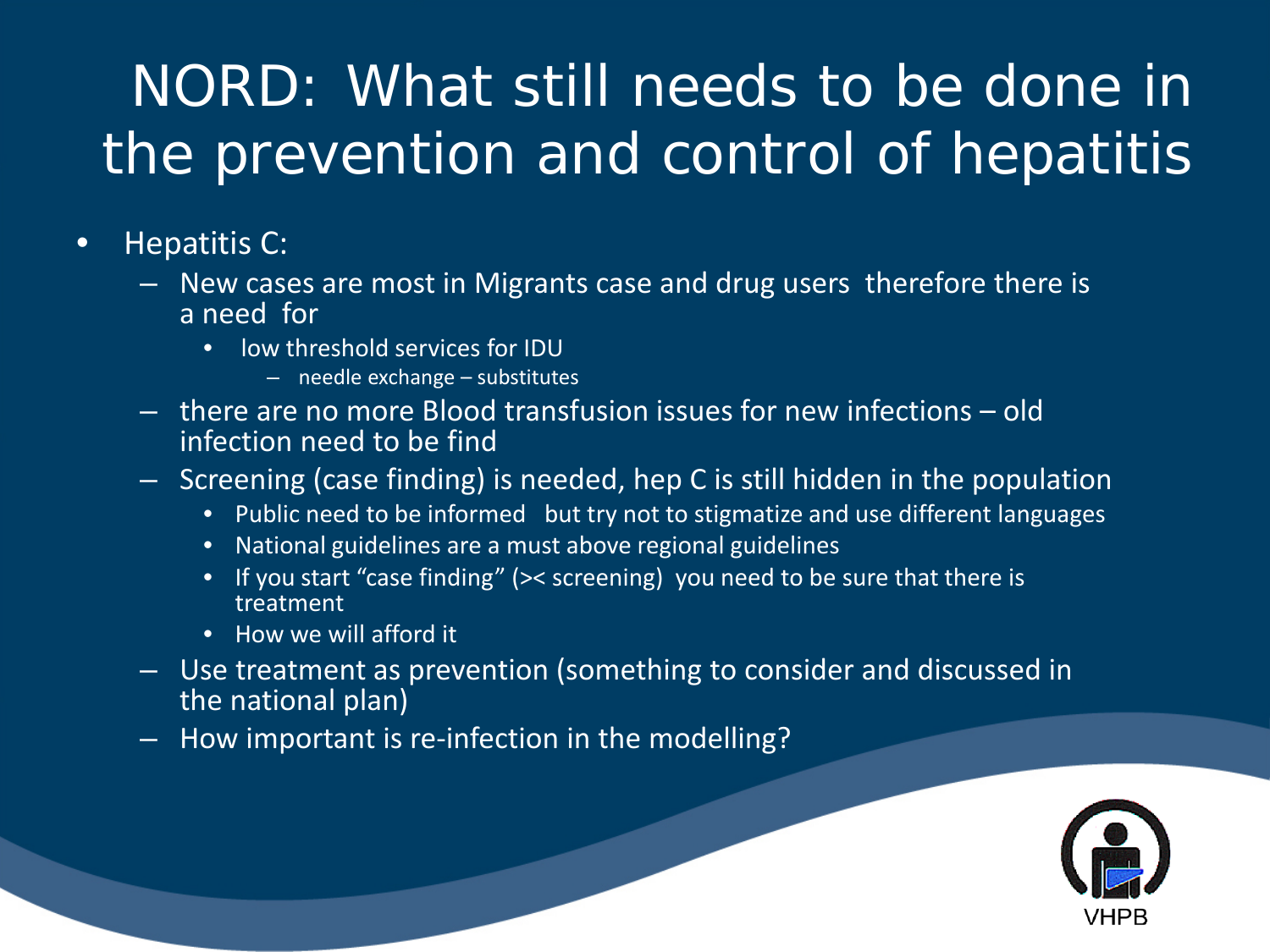# NORD: What still needs to be done in the prevention and control of hepatitis

- Hepatitis C:
  - New cases are most in Migrants case and drug users therefore there is a need for
    - low threshold services for IDU
      - needle exchange – substitutes
  - there are no more Blood transfusion issues for new infections – old infection need to be find
  - Screening (case finding) is needed, hep C is still hidden in the population
    - Public need to be informed but try not to stigmatize and use different languages
    - National guidelines are a must above regional guidelines
    - If you start "case finding" (>< screening) you need to be sure that there is treatment
    - How we will afford it
  - Use treatment as prevention (something to consider and discussed in the national plan)
  - How important is re-infection in the modelling?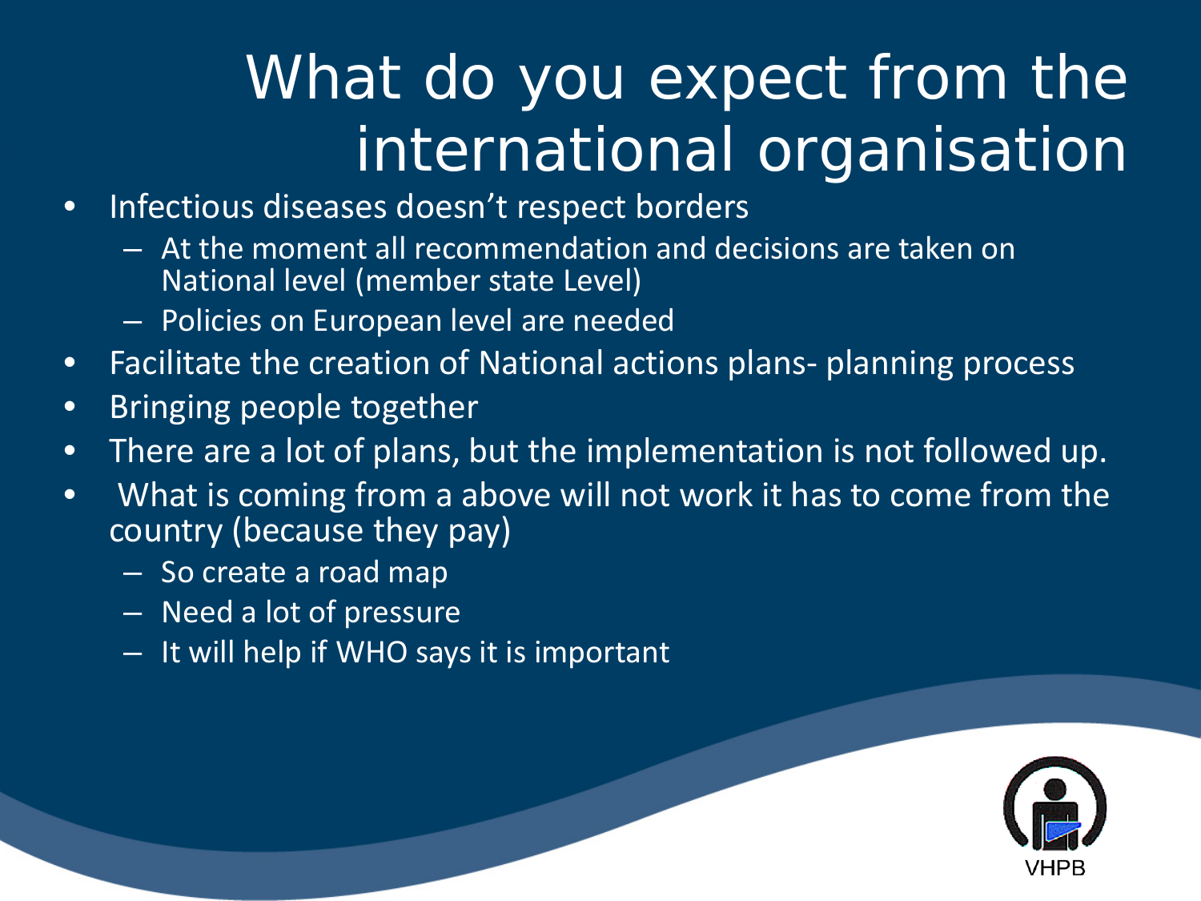# What do you expect from the international organisation

- Infectious diseases doesn't respect borders
  - At the moment all recommendation and decisions are taken on National level (member state Level)
  - Policies on European level are needed
- Facilitate the creation of National actions plans- planning process
- Bringing people together
- There are a lot of plans, but the implementation is not followed up.
- What is coming from a above will not work it has to come from the country (because they pay)
  - So create a road map
  - Need a lot of pressure
  - It will help if WHO says it is important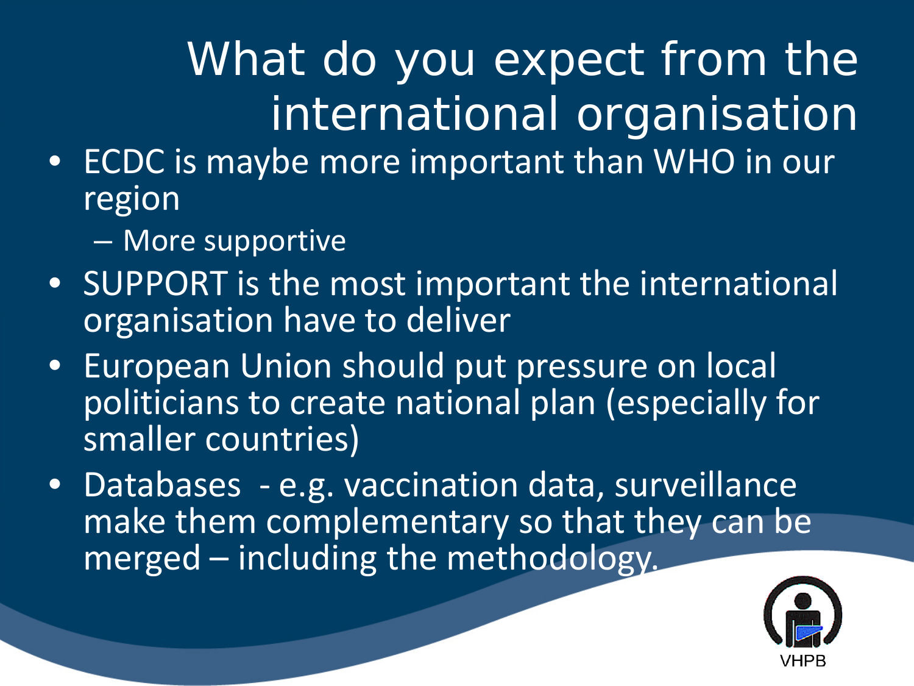# What do you expect from the international organisation

- ECDC is maybe more important than WHO in our region
  - More supportive
- SUPPORT is the most important the international organisation have to deliver
- European Union should put pressure on local politicians to create national plan (especially for smaller countries)
- Databases - e.g. vaccination data, surveillance make them complementary so that they can be merged – including the methodology.

VHPB